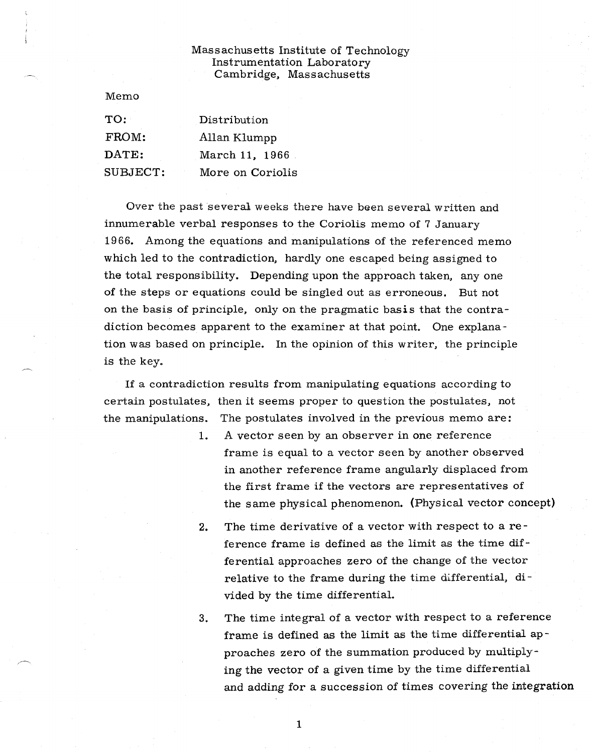Massachusetts Institute of Technology
Instrumentation Laboratory
Cambridge, Massachusetts

Memo

| | |
|---|---|
| TO: | Distribution |
| FROM: | Allan Klumpp |
| DATE: | March 11, 1966 |
| SUBJECT: | More on Coriolis |

Over the past several weeks there have been several written and innumerable verbal responses to the Coriolis memo of 7 January 1966. Among the equations and manipulations of the referenced memo which led to the contradiction, hardly one escaped being assigned to the total responsibility. Depending upon the approach taken, any one of the steps or equations could be singled out as erroneous. But not on the basis of principle, only on the pragmatic basis that the contradiction becomes apparent to the examiner at that point. One explanation was based on principle. In the opinion of this writer, the principle is the key.

If a contradiction results from manipulating equations according to certain postulates, then it seems proper to question the postulates, not the manipulations. The postulates involved in the previous memo are:

1. A vector seen by an observer in one reference frame is equal to a vector seen by another observed in another reference frame angularly displaced from the first frame if the vectors are representatives of the same physical phenomenon. (Physical vector concept)

2. The time derivative of a vector with respect to a reference frame is defined as the limit as the time differential approaches zero of the change of the vector relative to the frame during the time differential, divided by the time differential.

3. The time integral of a vector with respect to a reference frame is defined as the limit as the time differential approaches zero of the summation produced by multiplying the vector of a given time by the time differential and adding for a succession of times covering the integration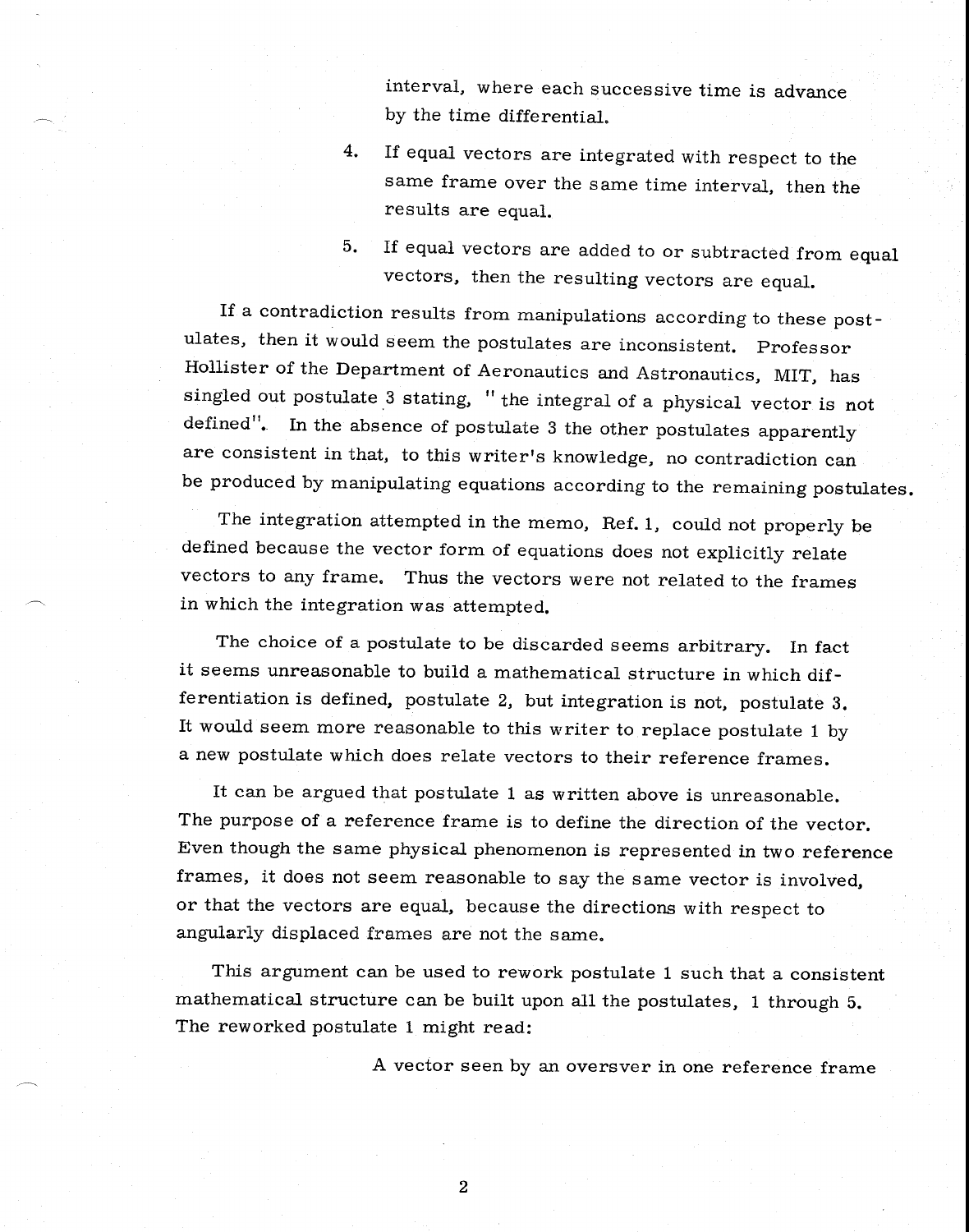interval, where each successive time is advance by the time differential.

4. If equal vectors are integrated with respect to the same frame over the same time interval, then the results are equal.

5. If equal vectors are added to or subtracted from equal vectors, then the resulting vectors are equal.

If a contradiction results from manipulations according to these postulates, then it would seem the postulates are inconsistent. Professor Hollister of the Department of Aeronautics and Astronautics, MIT, has singled out postulate 3 stating, " the integral of a physical vector is not defined". In the absence of postulate 3 the other postulates apparently are consistent in that, to this writer's knowledge, no contradiction can be produced by manipulating equations according to the remaining postulates.

The integration attempted in the memo, Ref. 1, could not properly be defined because the vector form of equations does not explicitly relate vectors to any frame. Thus the vectors were not related to the frames in which the integration was attempted.

The choice of a postulate to be discarded seems arbitrary. In fact it seems unreasonable to build a mathematical structure in which differentiation is defined, postulate 2, but integration is not, postulate 3. It would seem more reasonable to this writer to replace postulate 1 by a new postulate which does relate vectors to their reference frames.

It can be argued that postulate 1 as written above is unreasonable. The purpose of a reference frame is to define the direction of the vector. Even though the same physical phenomenon is represented in two reference frames, it does not seem reasonable to say the same vector is involved, or that the vectors are equal, because the directions with respect to angularly displaced frames are not the same.

This argument can be used to rework postulate 1 such that a consistent mathematical structure can be built upon all the postulates, 1 through 5. The reworked postulate 1 might read:

A vector seen by an oversver in one reference frame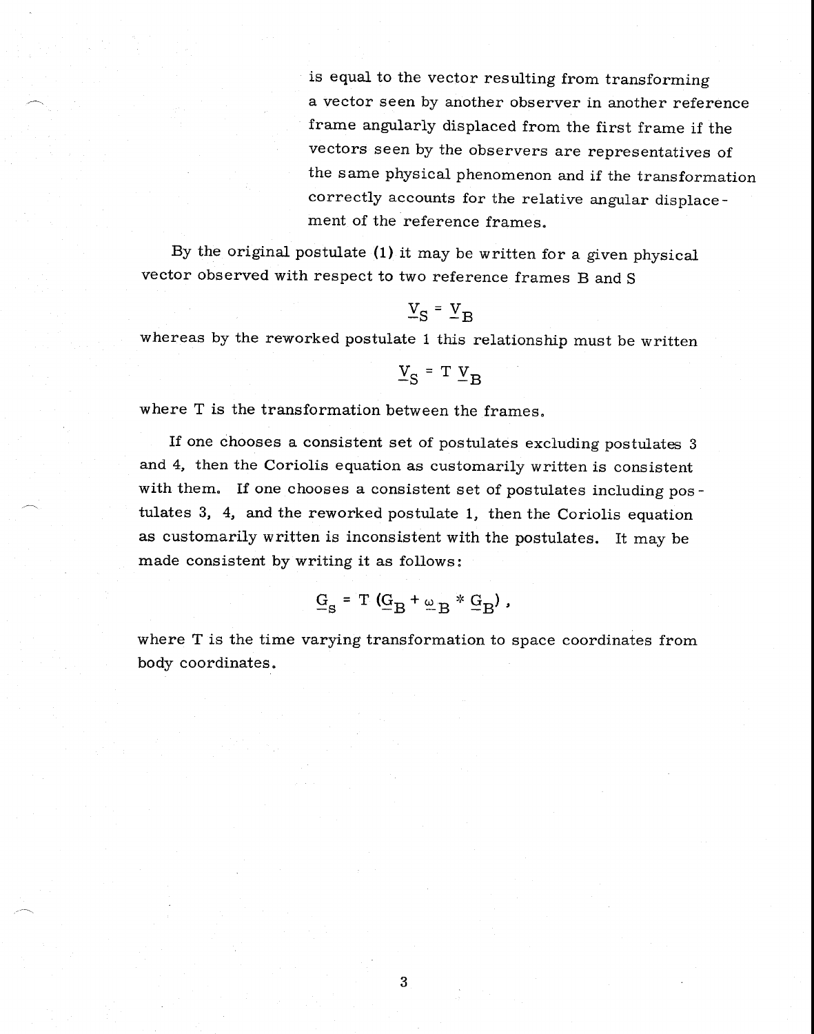is equal to the vector resulting from transforming a vector seen by another observer in another reference frame angularly displaced from the first frame if the vectors seen by the observers are representatives of the same physical phenomenon and if the transformation correctly accounts for the relative angular displacement of the reference frames.

By the original postulate (1) it may be written for a given physical vector observed with respect to two reference frames B and S

$$\underline{V}_S = \underline{V}_B$$

whereas by the reworked postulate 1 this relationship must be written

$$\underline{V}_S = T\ \underline{V}_B$$

where T is the transformation between the frames.

If one chooses a consistent set of postulates excluding postulates 3 and 4, then the Coriolis equation as customarily written is consistent with them. If one chooses a consistent set of postulates including postulates 3, 4, and the reworked postulate 1, then the Coriolis equation as customarily written is inconsistent with the postulates. It may be made consistent by writing it as follows:

$$\underline{G}_S = T\ (\underline{G}_B + \underline{\omega}_B * \underline{G}_B)\ ,$$

where T is the time varying transformation to space coordinates from body coordinates.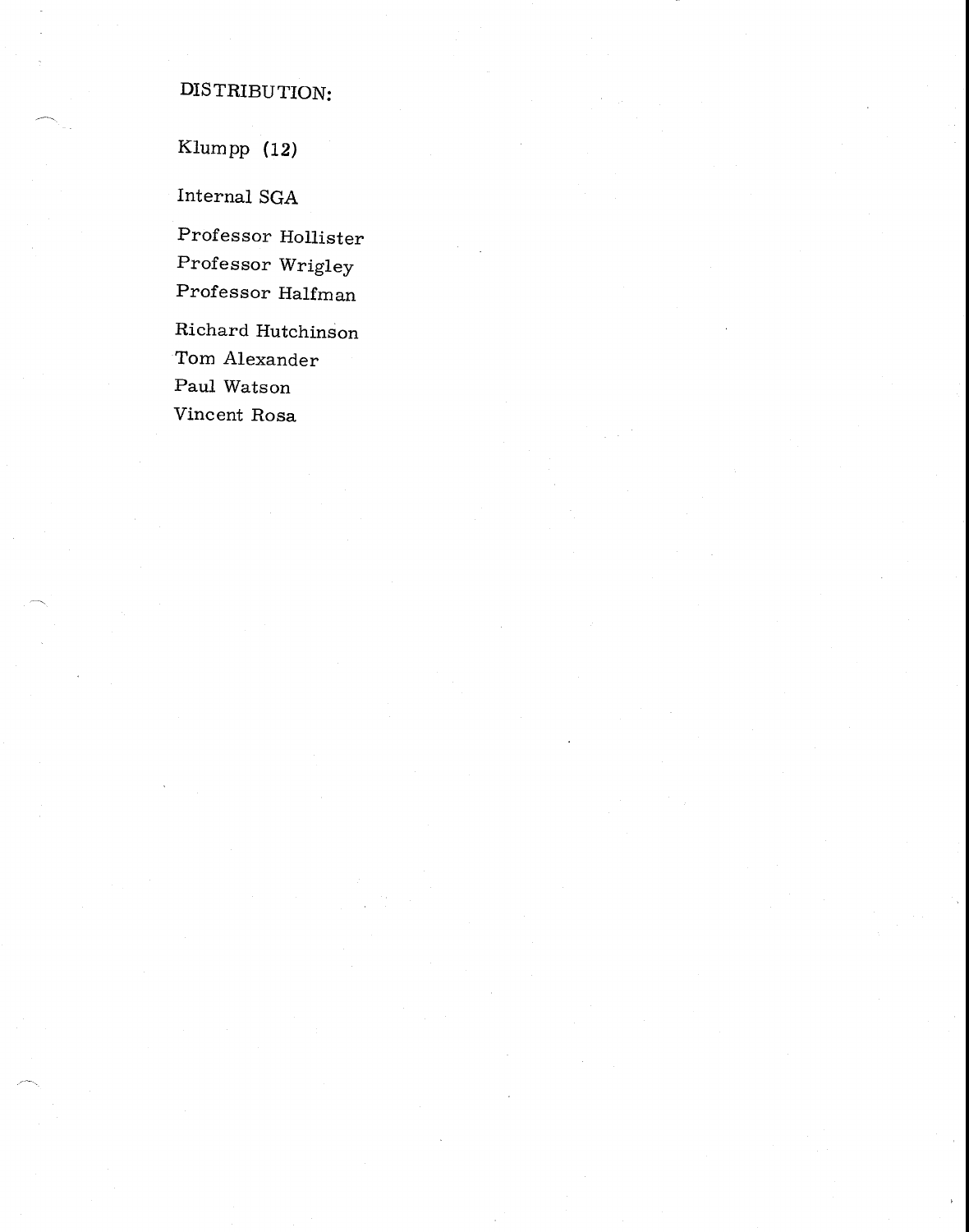DISTRIBUTION:

Klumpp (12)

Internal SGA

Professor Hollister
Professor Wrigley
Professor Halfman

Richard Hutchinson
Tom Alexander
Paul Watson
Vincent Rosa